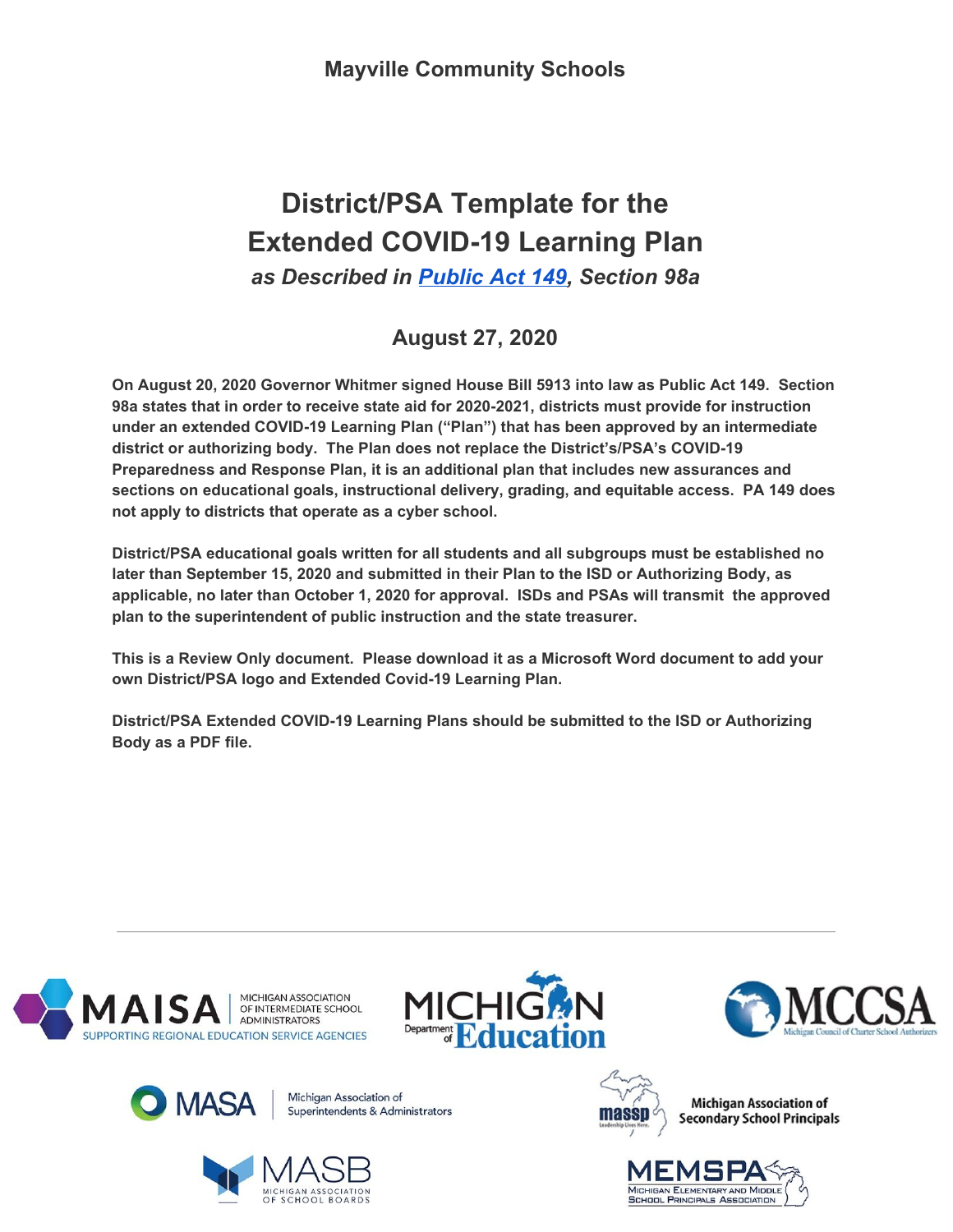**Mayville Community Schools**

# District/PSA Template for the Extended COVID-19 Learning Plan

***as Described in [Public Act 149](), Section 98a***

## August 27, 2020

**On August 20, 2020 Governor Whitmer signed House Bill 5913 into law as Public Act 149. Section 98a states that in order to receive state aid for 2020-2021, districts must provide for instruction under an extended COVID-19 Learning Plan ("Plan") that has been approved by an intermediate district or authorizing body. The Plan does not replace the District's/PSA's COVID-19 Preparedness and Response Plan, it is an additional plan that includes new assurances and sections on educational goals, instructional delivery, grading, and equitable access. PA 149 does not apply to districts that operate as a cyber school.**

**District/PSA educational goals written for all students and all subgroups must be established no later than September 15, 2020 and submitted in their Plan to the ISD or Authorizing Body, as applicable, no later than October 1, 2020 for approval. ISDs and PSAs will transmit the approved plan to the superintendent of public instruction and the state treasurer.**

**This is a Review Only document. Please download it as a Microsoft Word document to add your own District/PSA logo and Extended Covid-19 Learning Plan.**

**District/PSA Extended COVID-19 Learning Plans should be submitted to the ISD or Authorizing Body as a PDF file.**

---

MAISA | MICHIGAN ASSOCIATION OF INTERMEDIATE SCHOOL ADMINISTRATORS | SUPPORTING REGIONAL EDUCATION SERVICE AGENCIES

MICHIGAN Department of Education

MCCSA Michigan Council of Charter School Authorizers

MASA | Michigan Association of Superintendents & Administrators

massp Leadership Lives Here. Michigan Association of Secondary School Principals

MASB MICHIGAN ASSOCIATION OF SCHOOL BOARDS

MEMSPA MICHIGAN ELEMENTARY AND MIDDLE SCHOOL PRINCIPALS ASSOCIATION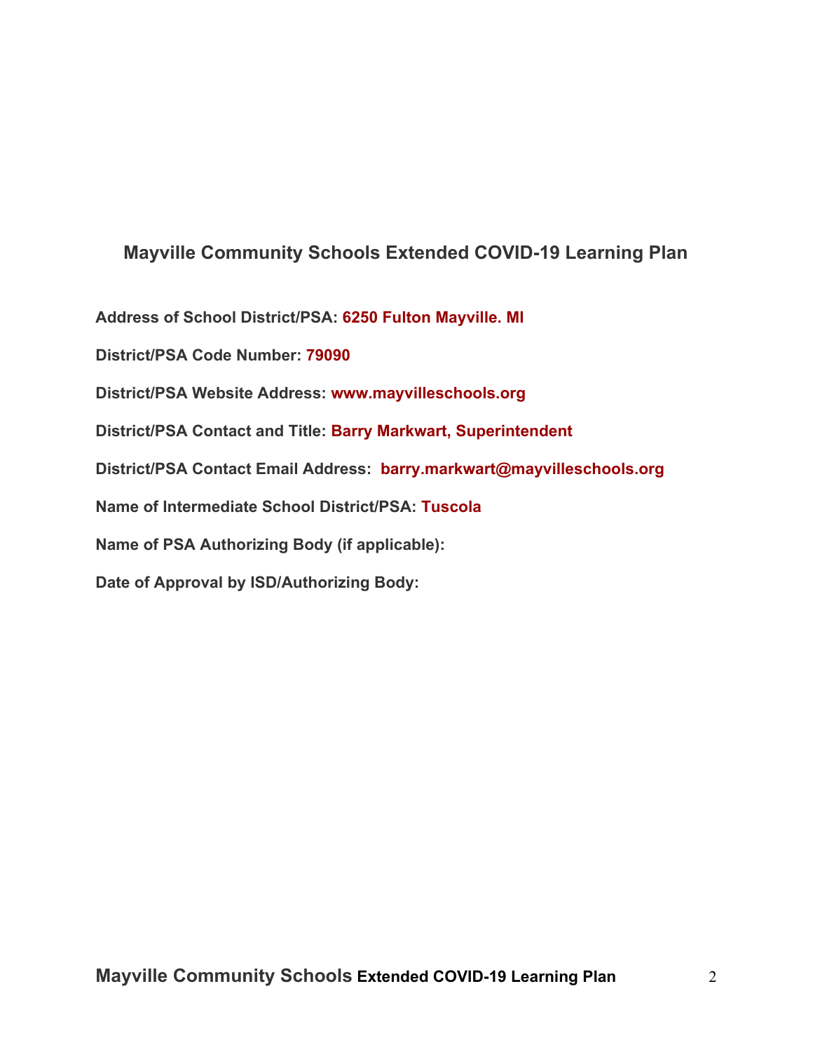# Mayville Community Schools Extended COVID-19 Learning Plan

**Address of School District/PSA: 6250 Fulton Mayville. MI**

**District/PSA Code Number: 79090**

**District/PSA Website Address: www.mayvilleschools.org**

**District/PSA Contact and Title: Barry Markwart, Superintendent**

**District/PSA Contact Email Address: barry.markwart@mayvilleschools.org**

**Name of Intermediate School District/PSA: Tuscola**

**Name of PSA Authorizing Body (if applicable):**

**Date of Approval by ISD/Authorizing Body:**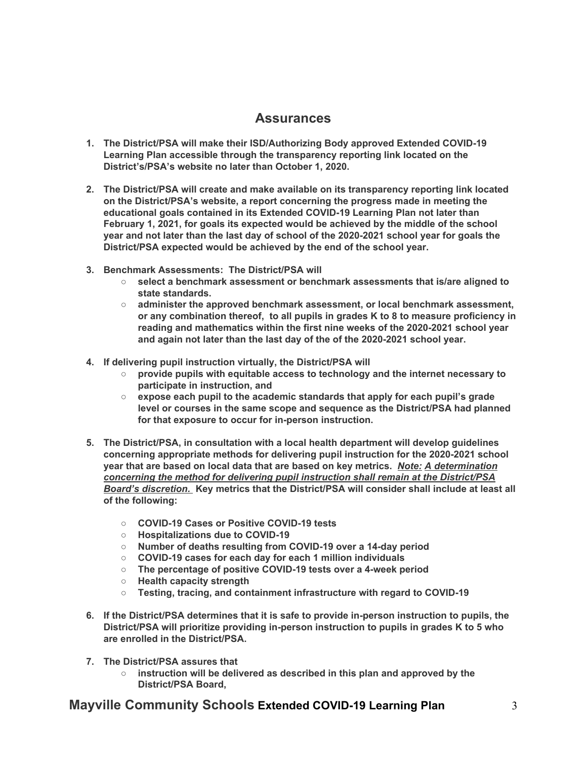## Assurances

1. **The District/PSA will make their ISD/Authorizing Body approved Extended COVID-19 Learning Plan accessible through the transparency reporting link located on the District's/PSA's website no later than October 1, 2020.**

2. **The District/PSA will create and make available on its transparency reporting link located on the District/PSA's website, a report concerning the progress made in meeting the educational goals contained in its Extended COVID-19 Learning Plan not later than February 1, 2021, for goals its expected would be achieved by the middle of the school year and not later than the last day of school of the 2020-2021 school year for goals the District/PSA expected would be achieved by the end of the school year.**

3. **Benchmark Assessments: The District/PSA will**
   - **select a benchmark assessment or benchmark assessments that is/are aligned to state standards.**
   - **administer the approved benchmark assessment, or local benchmark assessment, or any combination thereof, to all pupils in grades K to 8 to measure proficiency in reading and mathematics within the first nine weeks of the 2020-2021 school year and again not later than the last day of the of the 2020-2021 school year.**

4. **If delivering pupil instruction virtually, the District/PSA will**
   - **provide pupils with equitable access to technology and the internet necessary to participate in instruction, and**
   - **expose each pupil to the academic standards that apply for each pupil's grade level or courses in the same scope and sequence as the District/PSA had planned for that exposure to occur for in-person instruction.**

5. **The District/PSA, in consultation with a local health department will develop guidelines concerning appropriate methods for delivering pupil instruction for the 2020-2021 school year that are based on local data that are based on key metrics. *Note: A determination concerning the method for delivering pupil instruction shall remain at the District/PSA Board's discretion.* Key metrics that the District/PSA will consider shall include at least all of the following:**
   - **COVID-19 Cases or Positive COVID-19 tests**
   - **Hospitalizations due to COVID-19**
   - **Number of deaths resulting from COVID-19 over a 14-day period**
   - **COVID-19 cases for each day for each 1 million individuals**
   - **The percentage of positive COVID-19 tests over a 4-week period**
   - **Health capacity strength**
   - **Testing, tracing, and containment infrastructure with regard to COVID-19**

6. **If the District/PSA determines that it is safe to provide in-person instruction to pupils, the District/PSA will prioritize providing in-person instruction to pupils in grades K to 5 who are enrolled in the District/PSA.**

7. **The District/PSA assures that**
   - **instruction will be delivered as described in this plan and approved by the District/PSA Board,**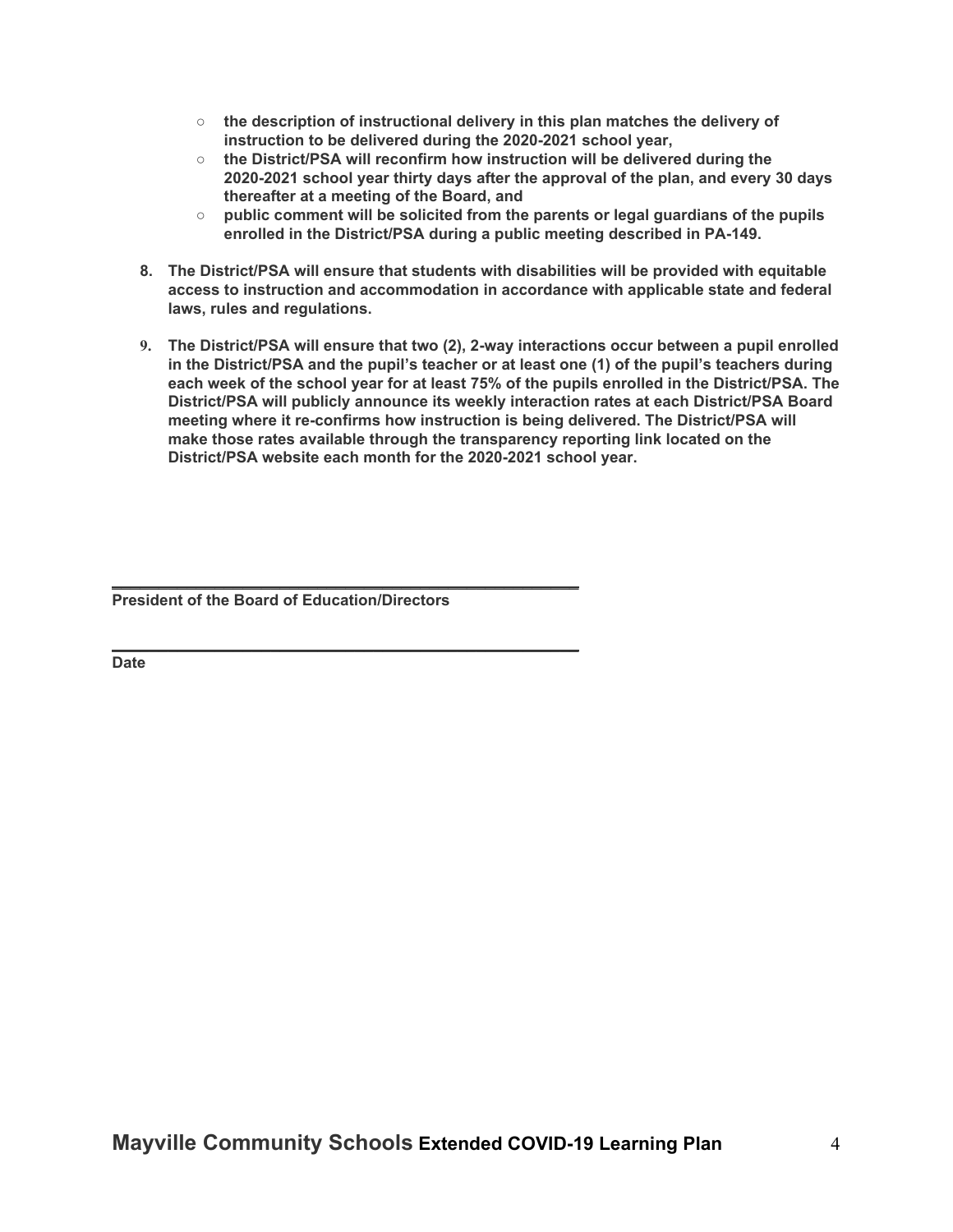- **the description of instructional delivery in this plan matches the delivery of instruction to be delivered during the 2020-2021 school year,**
- **the District/PSA will reconfirm how instruction will be delivered during the 2020-2021 school year thirty days after the approval of the plan, and every 30 days thereafter at a meeting of the Board, and**
- **public comment will be solicited from the parents or legal guardians of the pupils enrolled in the District/PSA during a public meeting described in PA-149.**

8. **The District/PSA will ensure that students with disabilities will be provided with equitable access to instruction and accommodation in accordance with applicable state and federal laws, rules and regulations.**

9. **The District/PSA will ensure that two (2), 2-way interactions occur between a pupil enrolled in the District/PSA and the pupil's teacher or at least one (1) of the pupil's teachers during each week of the school year for at least 75% of the pupils enrolled in the District/PSA. The District/PSA will publicly announce its weekly interaction rates at each District/PSA Board meeting where it re-confirms how instruction is being delivered. The District/PSA will make those rates available through the transparency reporting link located on the District/PSA website each month for the 2020-2021 school year.**

\_\_\_\_\_\_\_\_\_\_\_\_\_\_\_\_\_\_\_\_\_\_\_\_\_\_\_\_\_\_\_\_\_\_\_\_\_\_\_\_\_\_\_\_

**President of the Board of Education/Directors**

\_\_\_\_\_\_\_\_\_\_\_\_\_\_\_\_\_\_\_\_\_\_\_\_\_\_\_\_\_\_\_\_\_\_\_\_\_\_\_\_\_\_\_\_

**Date**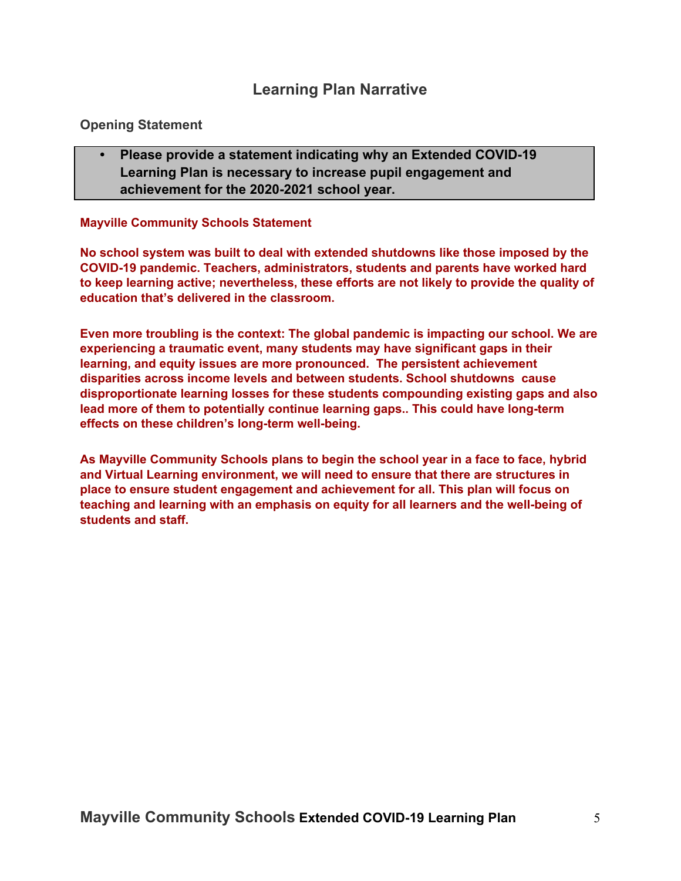## Learning Plan Narrative

### Opening Statement

- **Please provide a statement indicating why an Extended COVID-19 Learning Plan is necessary to increase pupil engagement and achievement for the 2020-2021 school year.**

**Mayville Community Schools Statement**

**No school system was built to deal with extended shutdowns like those imposed by the COVID-19 pandemic. Teachers, administrators, students and parents have worked hard to keep learning active; nevertheless, these efforts are not likely to provide the quality of education that's delivered in the classroom.**

**Even more troubling is the context: The global pandemic is impacting our school. We are experiencing a traumatic event, many students may have significant gaps in their learning, and equity issues are more pronounced. The persistent achievement disparities across income levels and between students. School shutdowns cause disproportionate learning losses for these students compounding existing gaps and also lead more of them to potentially continue learning gaps.. This could have long-term effects on these children's long-term well-being.**

**As Mayville Community Schools plans to begin the school year in a face to face, hybrid and Virtual Learning environment, we will need to ensure that there are structures in place to ensure student engagement and achievement for all. This plan will focus on teaching and learning with an emphasis on equity for all learners and the well-being of students and staff.**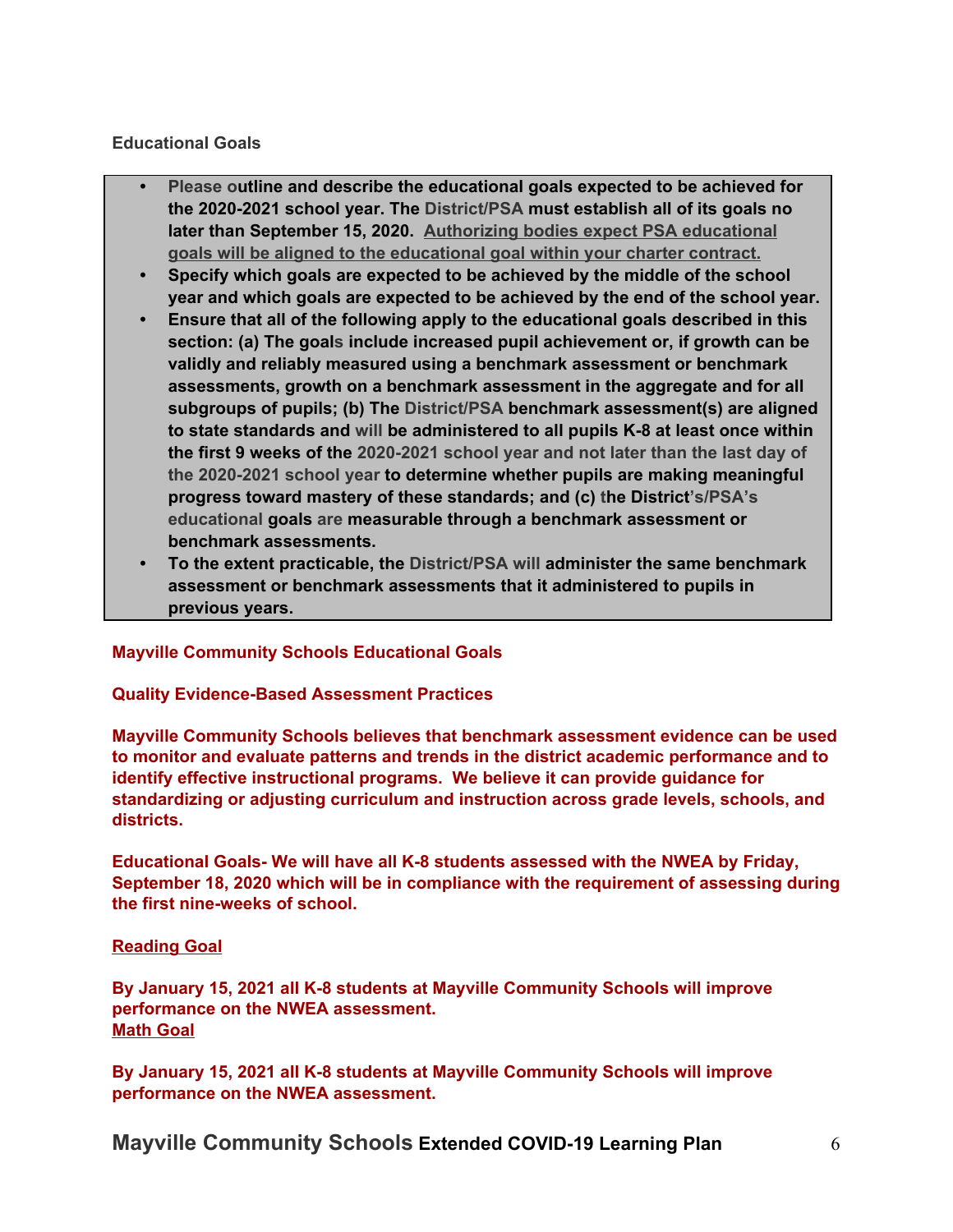**Educational Goals**

- **Please outline and describe the educational goals expected to be achieved for the 2020-2021 school year. The District/PSA must establish all of its goals no later than September 15, 2020. <u>Authorizing bodies expect PSA educational goals will be aligned to the educational goal within your charter contract.</u>**
- **Specify which goals are expected to be achieved by the middle of the school year and which goals are expected to be achieved by the end of the school year.**
- **Ensure that all of the following apply to the educational goals described in this section: (a) The goals include increased pupil achievement or, if growth can be validly and reliably measured using a benchmark assessment or benchmark assessments, growth on a benchmark assessment in the aggregate and for all subgroups of pupils; (b) The District/PSA benchmark assessment(s) are aligned to state standards and will be administered to all pupils K-8 at least once within the first 9 weeks of the 2020-2021 school year and not later than the last day of the 2020-2021 school year to determine whether pupils are making meaningful progress toward mastery of these standards; and (c) the District's/PSA's educational goals are measurable through a benchmark assessment or benchmark assessments.**
- **To the extent practicable, the District/PSA will administer the same benchmark assessment or benchmark assessments that it administered to pupils in previous years.**

**Mayville Community Schools Educational Goals**

**Quality Evidence-Based Assessment Practices**

**Mayville Community Schools believes that benchmark assessment evidence can be used to monitor and evaluate patterns and trends in the district academic performance and to identify effective instructional programs. We believe it can provide guidance for standardizing or adjusting curriculum and instruction across grade levels, schools, and districts.**

**Educational Goals- We will have all K-8 students assessed with the NWEA by Friday, September 18, 2020 which will be in compliance with the requirement of assessing during the first nine-weeks of school.**

**<u>Reading Goal</u>**

**By January 15, 2021 all K-8 students at Mayville Community Schools will improve performance on the NWEA assessment.**

**<u>Math Goal</u>**

**By January 15, 2021 all K-8 students at Mayville Community Schools will improve performance on the NWEA assessment.**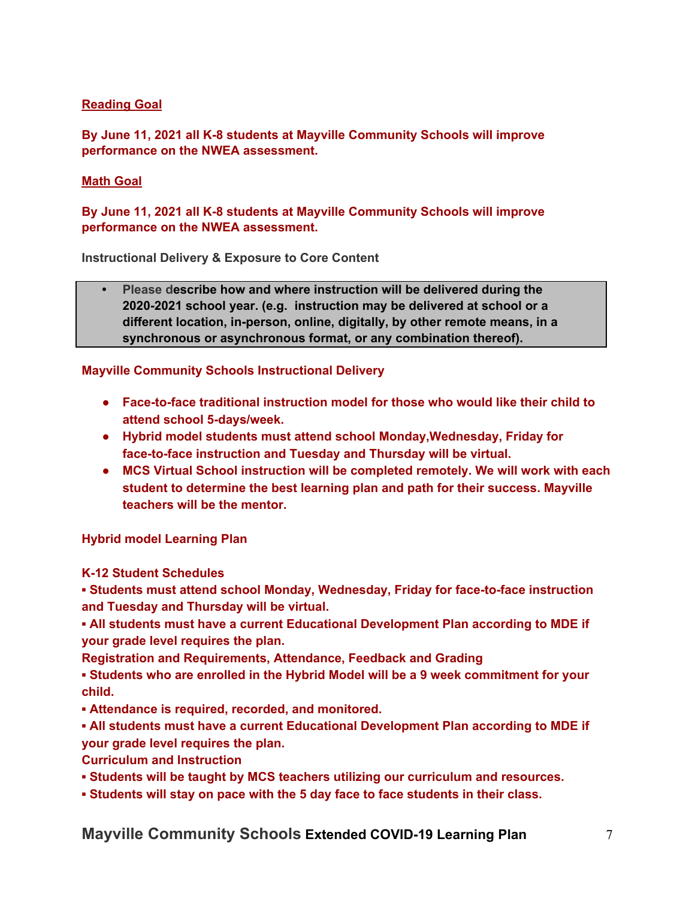**Reading Goal**

**By June 11, 2021 all K-8 students at Mayville Community Schools will improve performance on the NWEA assessment.**

**Math Goal**

**By June 11, 2021 all K-8 students at Mayville Community Schools will improve performance on the NWEA assessment.**

**Instructional Delivery & Exposure to Core Content**

- **Please describe how and where instruction will be delivered during the 2020-2021 school year. (e.g. instruction may be delivered at school or a different location, in-person, online, digitally, by other remote means, in a synchronous or asynchronous format, or any combination thereof).**

**Mayville Community Schools Instructional Delivery**

- **Face-to-face traditional instruction model for those who would like their child to attend school 5-days/week.**
- **Hybrid model students must attend school Monday,Wednesday, Friday for face-to-face instruction and Tuesday and Thursday will be virtual.**
- **MCS Virtual School instruction will be completed remotely. We will work with each student to determine the best learning plan and path for their success. Mayville teachers will be the mentor.**

**Hybrid model Learning Plan**

**K-12 Student Schedules**

- **Students must attend school Monday, Wednesday, Friday for face-to-face instruction and Tuesday and Thursday will be virtual.**
- **All students must have a current Educational Development Plan according to MDE if your grade level requires the plan.**

**Registration and Requirements, Attendance, Feedback and Grading**

- **Students who are enrolled in the Hybrid Model will be a 9 week commitment for your child.**
- **Attendance is required, recorded, and monitored.**
- **All students must have a current Educational Development Plan according to MDE if your grade level requires the plan.**

**Curriculum and Instruction**

- **Students will be taught by MCS teachers utilizing our curriculum and resources.**
- **Students will stay on pace with the 5 day face to face students in their class.**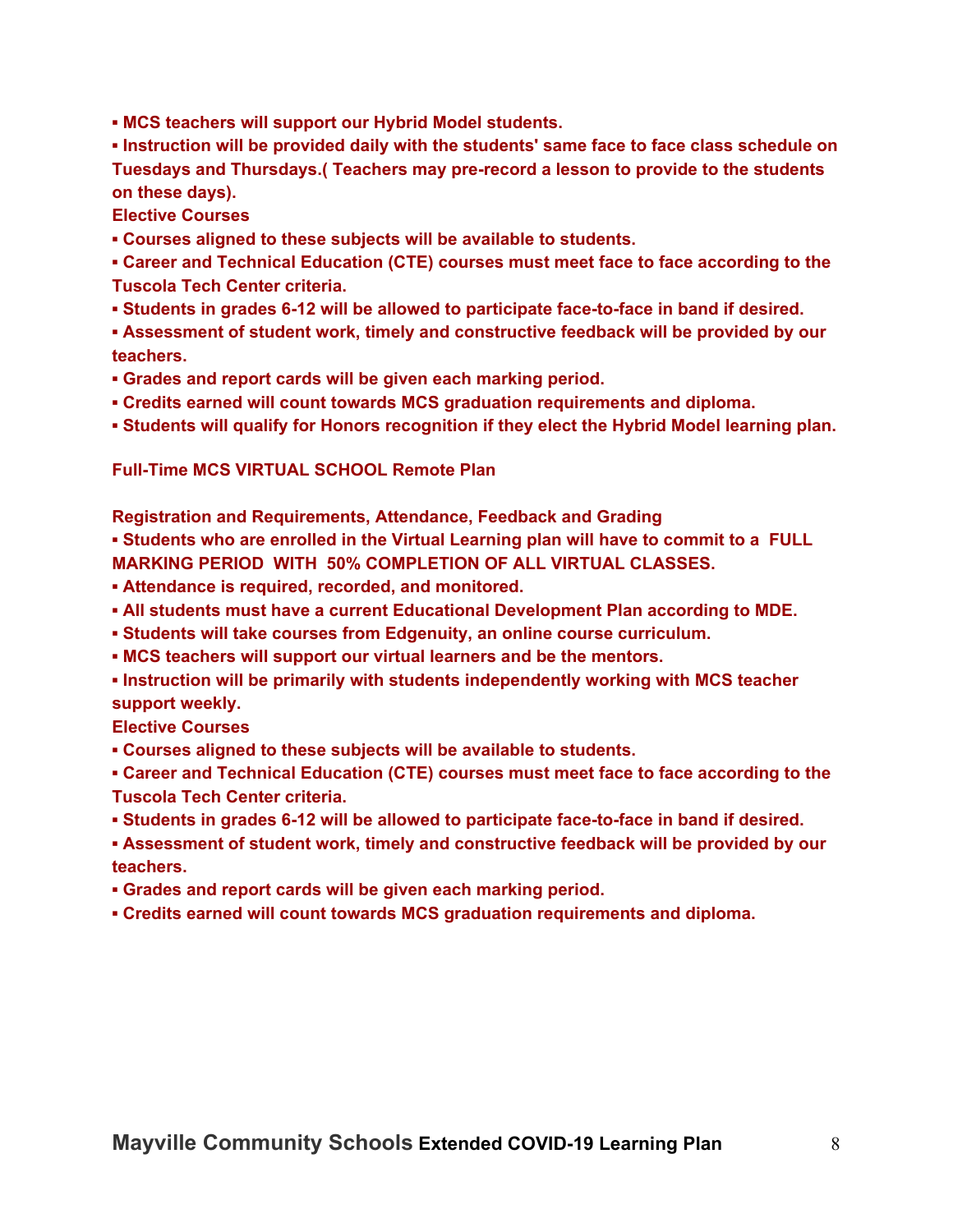- **MCS teachers will support our Hybrid Model students.**
- **Instruction will be provided daily with the students' same face to face class schedule on Tuesdays and Thursdays.( Teachers may pre-record a lesson to provide to the students on these days).**

**Elective Courses**

- **Courses aligned to these subjects will be available to students.**
- **Career and Technical Education (CTE) courses must meet face to face according to the Tuscola Tech Center criteria.**
- **Students in grades 6-12 will be allowed to participate face-to-face in band if desired.**
- **Assessment of student work, timely and constructive feedback will be provided by our teachers.**
- **Grades and report cards will be given each marking period.**
- **Credits earned will count towards MCS graduation requirements and diploma.**
- **Students will qualify for Honors recognition if they elect the Hybrid Model learning plan.**

## Full-Time MCS VIRTUAL SCHOOL Remote Plan

**Registration and Requirements, Attendance, Feedback and Grading**

- **Students who are enrolled in the Virtual Learning plan will have to commit to a FULL MARKING PERIOD WITH 50% COMPLETION OF ALL VIRTUAL CLASSES.**
- **Attendance is required, recorded, and monitored.**
- **All students must have a current Educational Development Plan according to MDE.**
- **Students will take courses from Edgenuity, an online course curriculum.**
- **MCS teachers will support our virtual learners and be the mentors.**
- **Instruction will be primarily with students independently working with MCS teacher support weekly.**

**Elective Courses**

- **Courses aligned to these subjects will be available to students.**
- **Career and Technical Education (CTE) courses must meet face to face according to the Tuscola Tech Center criteria.**
- **Students in grades 6-12 will be allowed to participate face-to-face in band if desired.**
- **Assessment of student work, timely and constructive feedback will be provided by our teachers.**
- **Grades and report cards will be given each marking period.**
- **Credits earned will count towards MCS graduation requirements and diploma.**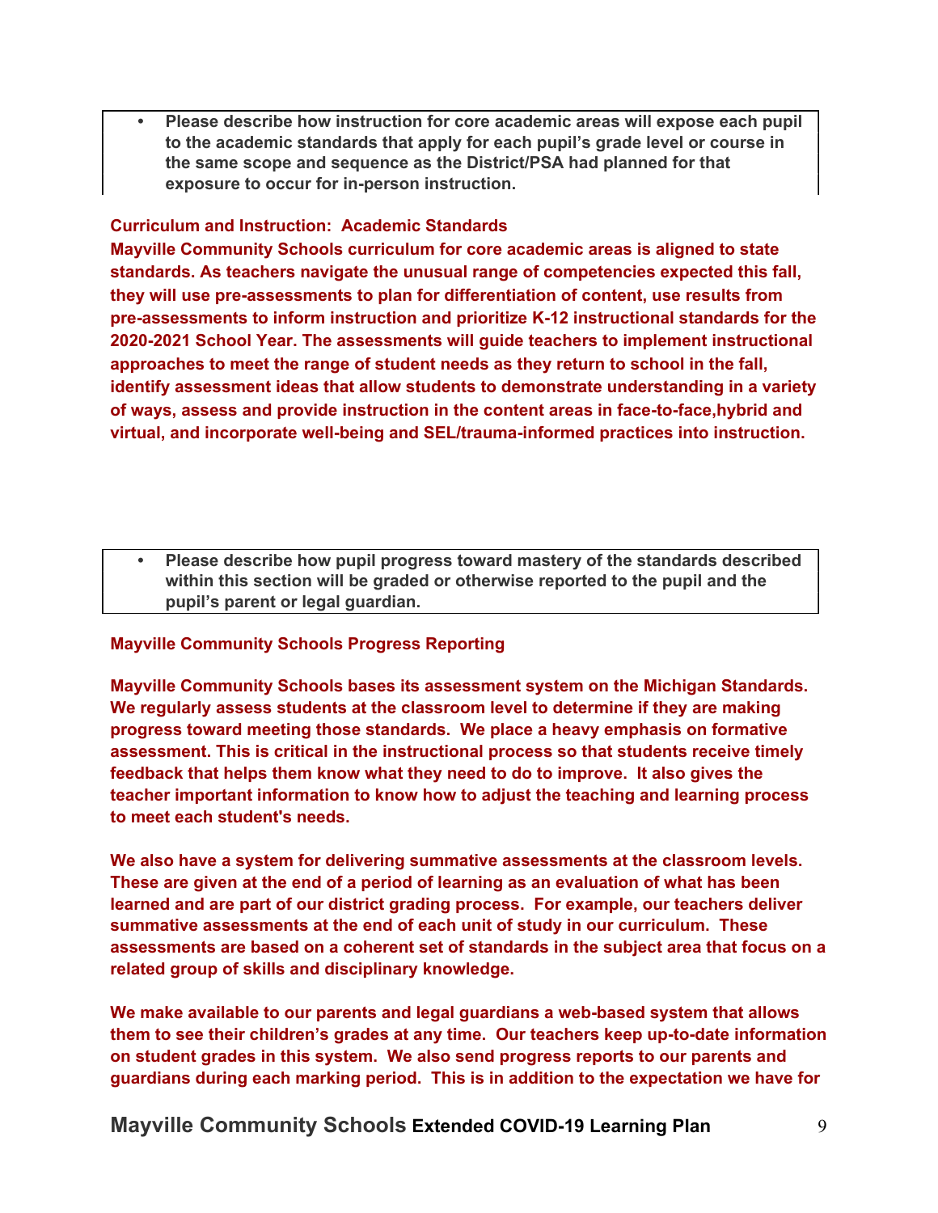- **Please describe how instruction for core academic areas will expose each pupil to the academic standards that apply for each pupil's grade level or course in the same scope and sequence as the District/PSA had planned for that exposure to occur for in-person instruction.**

**Curriculum and Instruction: Academic Standards**

**Mayville Community Schools curriculum for core academic areas is aligned to state standards. As teachers navigate the unusual range of competencies expected this fall, they will use pre-assessments to plan for differentiation of content, use results from pre-assessments to inform instruction and prioritize K-12 instructional standards for the 2020-2021 School Year. The assessments will guide teachers to implement instructional approaches to meet the range of student needs as they return to school in the fall, identify assessment ideas that allow students to demonstrate understanding in a variety of ways, assess and provide instruction in the content areas in face-to-face,hybrid and virtual, and incorporate well-being and SEL/trauma-informed practices into instruction.**

- **Please describe how pupil progress toward mastery of the standards described within this section will be graded or otherwise reported to the pupil and the pupil's parent or legal guardian.**

**Mayville Community Schools Progress Reporting**

**Mayville Community Schools bases its assessment system on the Michigan Standards. We regularly assess students at the classroom level to determine if they are making progress toward meeting those standards. We place a heavy emphasis on formative assessment. This is critical in the instructional process so that students receive timely feedback that helps them know what they need to do to improve. It also gives the teacher important information to know how to adjust the teaching and learning process to meet each student's needs.**

**We also have a system for delivering summative assessments at the classroom levels. These are given at the end of a period of learning as an evaluation of what has been learned and are part of our district grading process. For example, our teachers deliver summative assessments at the end of each unit of study in our curriculum. These assessments are based on a coherent set of standards in the subject area that focus on a related group of skills and disciplinary knowledge.**

**We make available to our parents and legal guardians a web-based system that allows them to see their children's grades at any time. Our teachers keep up-to-date information on student grades in this system. We also send progress reports to our parents and guardians during each marking period. This is in addition to the expectation we have for**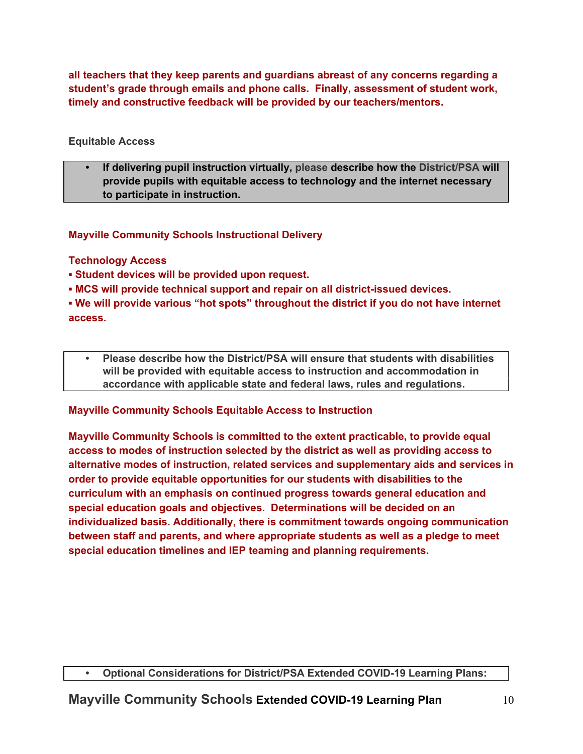**all teachers that they keep parents and guardians abreast of any concerns regarding a student's grade through emails and phone calls. Finally, assessment of student work, timely and constructive feedback will be provided by our teachers/mentors.**

**Equitable Access**

- **If delivering pupil instruction virtually, please describe how the District/PSA will provide pupils with equitable access to technology and the internet necessary to participate in instruction.**

**Mayville Community Schools Instructional Delivery**

**Technology Access**

- **Student devices will be provided upon request.**
- **MCS will provide technical support and repair on all district-issued devices.**
- **We will provide various "hot spots" throughout the district if you do not have internet access.**

- **Please describe how the District/PSA will ensure that students with disabilities will be provided with equitable access to instruction and accommodation in accordance with applicable state and federal laws, rules and regulations.**

**Mayville Community Schools Equitable Access to Instruction**

**Mayville Community Schools is committed to the extent practicable, to provide equal access to modes of instruction selected by the district as well as providing access to alternative modes of instruction, related services and supplementary aids and services in order to provide equitable opportunities for our students with disabilities to the curriculum with an emphasis on continued progress towards general education and special education goals and objectives. Determinations will be decided on an individualized basis. Additionally, there is commitment towards ongoing communication between staff and parents, and where appropriate students as well as a pledge to meet special education timelines and IEP teaming and planning requirements.**

- **Optional Considerations for District/PSA Extended COVID-19 Learning Plans:**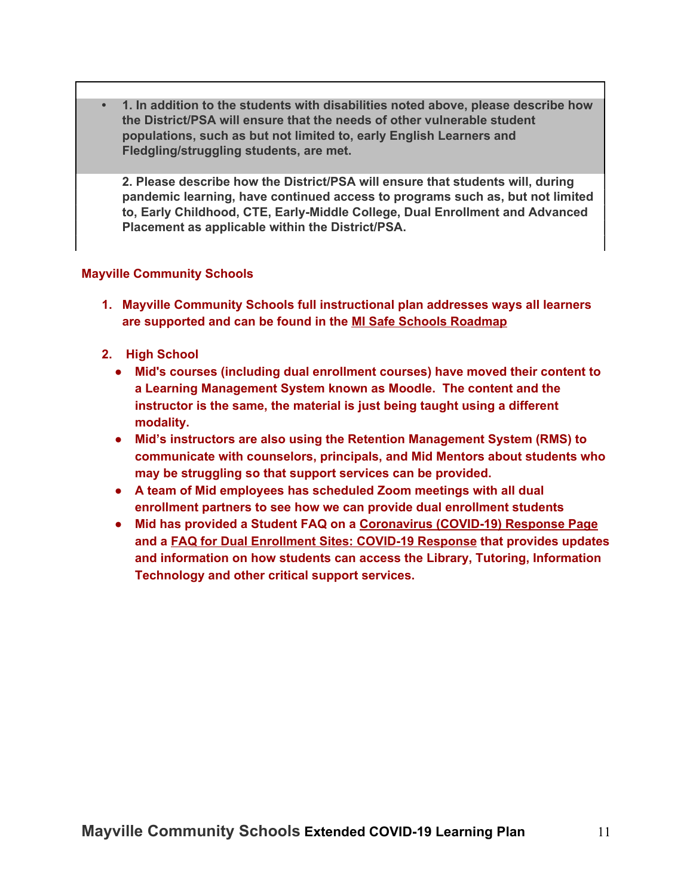- **1. In addition to the students with disabilities noted above, please describe how the District/PSA will ensure that the needs of other vulnerable student populations, such as but not limited to, early English Learners and Fledgling/struggling students, are met.**

  **2. Please describe how the District/PSA will ensure that students will, during pandemic learning, have continued access to programs such as, but not limited to, Early Childhood, CTE, Early-Middle College, Dual Enrollment and Advanced Placement as applicable within the District/PSA.**

**Mayville Community Schools**

1. **Mayville Community Schools full instructional plan addresses ways all learners are supported and can be found in the MI Safe Schools Roadmap**

2. **High School**
   - **Mid's courses (including dual enrollment courses) have moved their content to a Learning Management System known as Moodle. The content and the instructor is the same, the material is just being taught using a different modality.**
   - **Mid's instructors are also using the Retention Management System (RMS) to communicate with counselors, principals, and Mid Mentors about students who may be struggling so that support services can be provided.**
   - **A team of Mid employees has scheduled Zoom meetings with all dual enrollment partners to see how we can provide dual enrollment students**
   - **Mid has provided a Student FAQ on a Coronavirus (COVID-19) Response Page and a FAQ for Dual Enrollment Sites: COVID-19 Response that provides updates and information on how students can access the Library, Tutoring, Information Technology and other critical support services.**